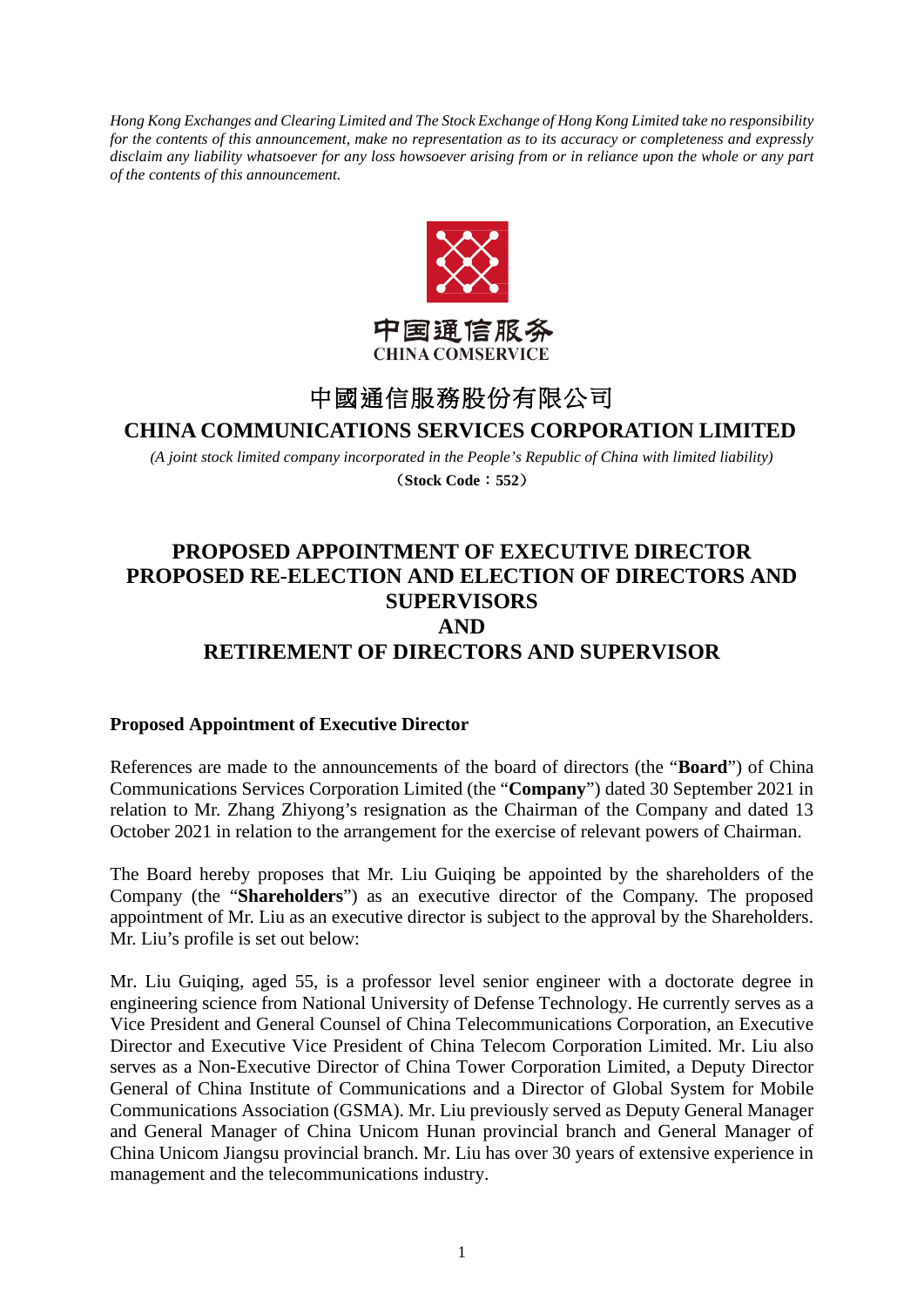*Hong Kong Exchanges and Clearing Limited and The Stock Exchange of Hong Kong Limited take no responsibility for the contents of this announcement, make no representation as to its accuracy or completeness and expressly disclaim any liability whatsoever for any loss howsoever arising from or in reliance upon the whole or any part of the contents of this announcement.*

中国通信服务
CHINA COMSERVICE

# 中國通信服務股份有限公司

# CHINA COMMUNICATIONS SERVICES CORPORATION LIMITED

*(A joint stock limited company incorporated in the People's Republic of China with limited liability)*

**（Stock Code：552）**

## PROPOSED APPOINTMENT OF EXECUTIVE DIRECTOR
## PROPOSED RE-ELECTION AND ELECTION OF DIRECTORS AND SUPERVISORS
## AND
## RETIREMENT OF DIRECTORS AND SUPERVISOR

**Proposed Appointment of Executive Director**

References are made to the announcements of the board of directors (the "**Board**") of China Communications Services Corporation Limited (the "**Company**") dated 30 September 2021 in relation to Mr. Zhang Zhiyong's resignation as the Chairman of the Company and dated 13 October 2021 in relation to the arrangement for the exercise of relevant powers of Chairman.

The Board hereby proposes that Mr. Liu Guiqing be appointed by the shareholders of the Company (the "**Shareholders**") as an executive director of the Company. The proposed appointment of Mr. Liu as an executive director is subject to the approval by the Shareholders. Mr. Liu's profile is set out below:

Mr. Liu Guiqing, aged 55, is a professor level senior engineer with a doctorate degree in engineering science from National University of Defense Technology. He currently serves as a Vice President and General Counsel of China Telecommunications Corporation, an Executive Director and Executive Vice President of China Telecom Corporation Limited. Mr. Liu also serves as a Non-Executive Director of China Tower Corporation Limited, a Deputy Director General of China Institute of Communications and a Director of Global System for Mobile Communications Association (GSMA). Mr. Liu previously served as Deputy General Manager and General Manager of China Unicom Hunan provincial branch and General Manager of China Unicom Jiangsu provincial branch. Mr. Liu has over 30 years of extensive experience in management and the telecommunications industry.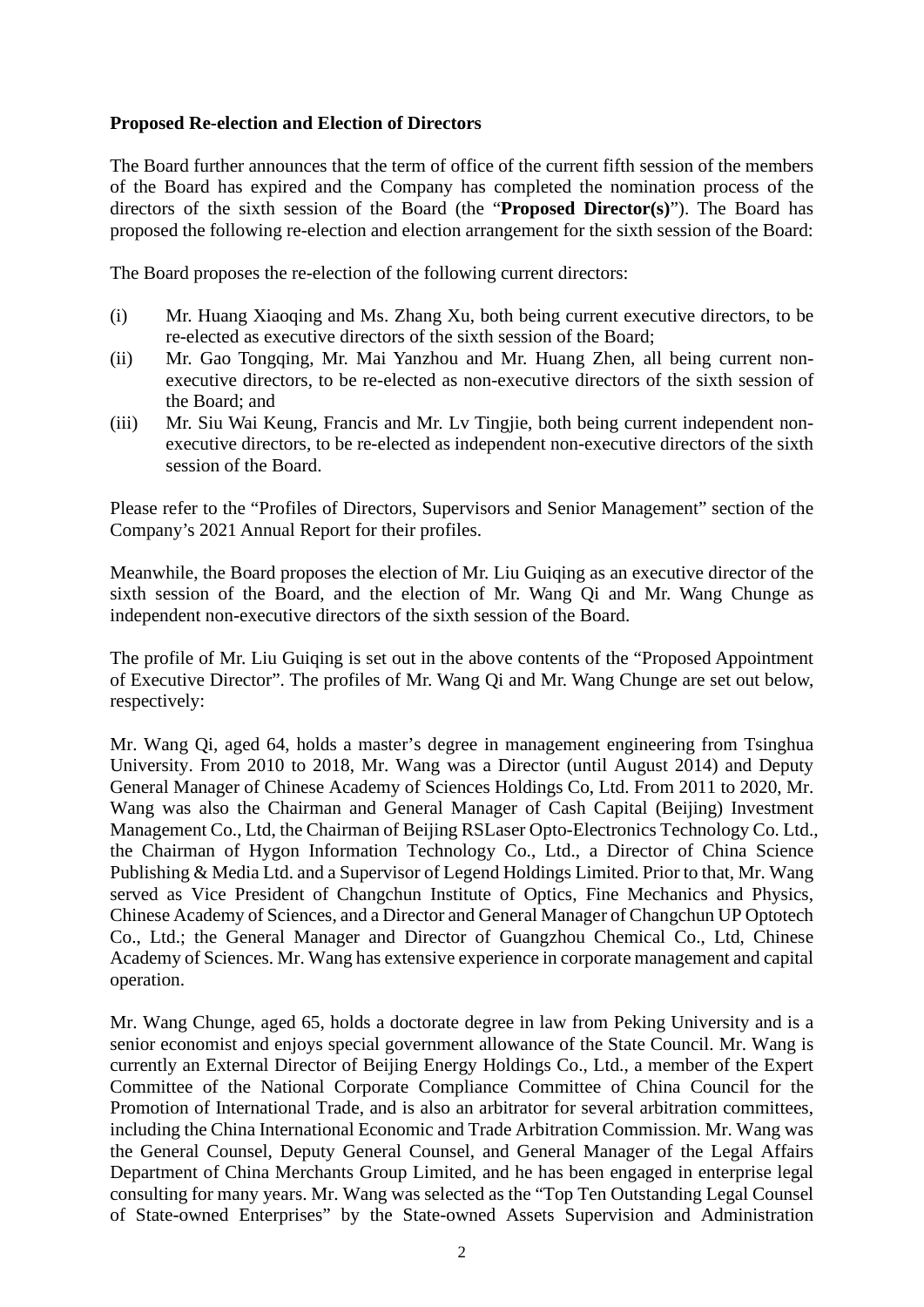**Proposed Re-election and Election of Directors**

The Board further announces that the term of office of the current fifth session of the members of the Board has expired and the Company has completed the nomination process of the directors of the sixth session of the Board (the "**Proposed Director(s)**"). The Board has proposed the following re-election and election arrangement for the sixth session of the Board:

The Board proposes the re-election of the following current directors:

(i) Mr. Huang Xiaoqing and Ms. Zhang Xu, both being current executive directors, to be re-elected as executive directors of the sixth session of the Board;

(ii) Mr. Gao Tongqing, Mr. Mai Yanzhou and Mr. Huang Zhen, all being current non-executive directors, to be re-elected as non-executive directors of the sixth session of the Board; and

(iii) Mr. Siu Wai Keung, Francis and Mr. Lv Tingjie, both being current independent non-executive directors, to be re-elected as independent non-executive directors of the sixth session of the Board.

Please refer to the "Profiles of Directors, Supervisors and Senior Management" section of the Company's 2021 Annual Report for their profiles.

Meanwhile, the Board proposes the election of Mr. Liu Guiqing as an executive director of the sixth session of the Board, and the election of Mr. Wang Qi and Mr. Wang Chunge as independent non-executive directors of the sixth session of the Board.

The profile of Mr. Liu Guiqing is set out in the above contents of the "Proposed Appointment of Executive Director". The profiles of Mr. Wang Qi and Mr. Wang Chunge are set out below, respectively:

Mr. Wang Qi, aged 64, holds a master's degree in management engineering from Tsinghua University. From 2010 to 2018, Mr. Wang was a Director (until August 2014) and Deputy General Manager of Chinese Academy of Sciences Holdings Co, Ltd. From 2011 to 2020, Mr. Wang was also the Chairman and General Manager of Cash Capital (Beijing) Investment Management Co., Ltd, the Chairman of Beijing RSLaser Opto-Electronics Technology Co. Ltd., the Chairman of Hygon Information Technology Co., Ltd., a Director of China Science Publishing & Media Ltd. and a Supervisor of Legend Holdings Limited. Prior to that, Mr. Wang served as Vice President of Changchun Institute of Optics, Fine Mechanics and Physics, Chinese Academy of Sciences, and a Director and General Manager of Changchun UP Optotech Co., Ltd.; the General Manager and Director of Guangzhou Chemical Co., Ltd, Chinese Academy of Sciences. Mr. Wang has extensive experience in corporate management and capital operation.

Mr. Wang Chunge, aged 65, holds a doctorate degree in law from Peking University and is a senior economist and enjoys special government allowance of the State Council. Mr. Wang is currently an External Director of Beijing Energy Holdings Co., Ltd., a member of the Expert Committee of the National Corporate Compliance Committee of China Council for the Promotion of International Trade, and is also an arbitrator for several arbitration committees, including the China International Economic and Trade Arbitration Commission. Mr. Wang was the General Counsel, Deputy General Counsel, and General Manager of the Legal Affairs Department of China Merchants Group Limited, and he has been engaged in enterprise legal consulting for many years. Mr. Wang was selected as the "Top Ten Outstanding Legal Counsel of State-owned Enterprises" by the State-owned Assets Supervision and Administration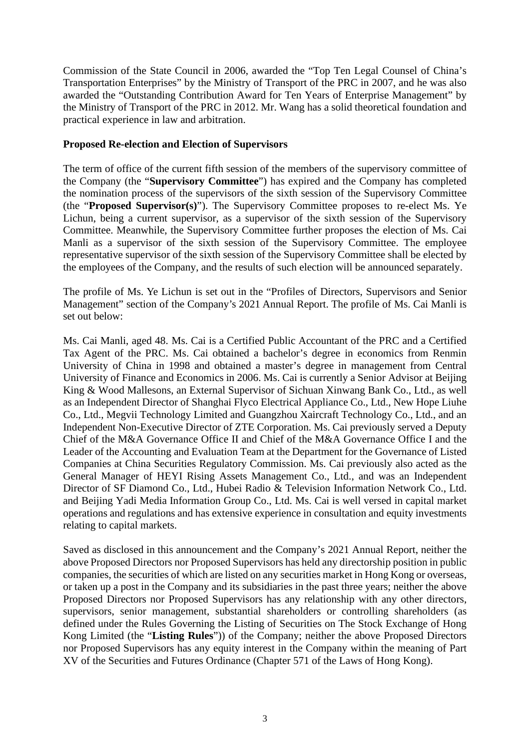Commission of the State Council in 2006, awarded the "Top Ten Legal Counsel of China's Transportation Enterprises" by the Ministry of Transport of the PRC in 2007, and he was also awarded the "Outstanding Contribution Award for Ten Years of Enterprise Management" by the Ministry of Transport of the PRC in 2012. Mr. Wang has a solid theoretical foundation and practical experience in law and arbitration.

**Proposed Re-election and Election of Supervisors**

The term of office of the current fifth session of the members of the supervisory committee of the Company (the "**Supervisory Committee**") has expired and the Company has completed the nomination process of the supervisors of the sixth session of the Supervisory Committee (the "**Proposed Supervisor(s)**"). The Supervisory Committee proposes to re-elect Ms. Ye Lichun, being a current supervisor, as a supervisor of the sixth session of the Supervisory Committee. Meanwhile, the Supervisory Committee further proposes the election of Ms. Cai Manli as a supervisor of the sixth session of the Supervisory Committee. The employee representative supervisor of the sixth session of the Supervisory Committee shall be elected by the employees of the Company, and the results of such election will be announced separately.

The profile of Ms. Ye Lichun is set out in the "Profiles of Directors, Supervisors and Senior Management" section of the Company's 2021 Annual Report. The profile of Ms. Cai Manli is set out below:

Ms. Cai Manli, aged 48. Ms. Cai is a Certified Public Accountant of the PRC and a Certified Tax Agent of the PRC. Ms. Cai obtained a bachelor's degree in economics from Renmin University of China in 1998 and obtained a master's degree in management from Central University of Finance and Economics in 2006. Ms. Cai is currently a Senior Advisor at Beijing King & Wood Mallesons, an External Supervisor of Sichuan Xinwang Bank Co., Ltd., as well as an Independent Director of Shanghai Flyco Electrical Appliance Co., Ltd., New Hope Liuhe Co., Ltd., Megvii Technology Limited and Guangzhou Xaircraft Technology Co., Ltd., and an Independent Non-Executive Director of ZTE Corporation. Ms. Cai previously served a Deputy Chief of the M&A Governance Office II and Chief of the M&A Governance Office I and the Leader of the Accounting and Evaluation Team at the Department for the Governance of Listed Companies at China Securities Regulatory Commission. Ms. Cai previously also acted as the General Manager of HEYI Rising Assets Management Co., Ltd., and was an Independent Director of SF Diamond Co., Ltd., Hubei Radio & Television Information Network Co., Ltd. and Beijing Yadi Media Information Group Co., Ltd. Ms. Cai is well versed in capital market operations and regulations and has extensive experience in consultation and equity investments relating to capital markets.

Saved as disclosed in this announcement and the Company's 2021 Annual Report, neither the above Proposed Directors nor Proposed Supervisors has held any directorship position in public companies, the securities of which are listed on any securities market in Hong Kong or overseas, or taken up a post in the Company and its subsidiaries in the past three years; neither the above Proposed Directors nor Proposed Supervisors has any relationship with any other directors, supervisors, senior management, substantial shareholders or controlling shareholders (as defined under the Rules Governing the Listing of Securities on The Stock Exchange of Hong Kong Limited (the "**Listing Rules**")) of the Company; neither the above Proposed Directors nor Proposed Supervisors has any equity interest in the Company within the meaning of Part XV of the Securities and Futures Ordinance (Chapter 571 of the Laws of Hong Kong).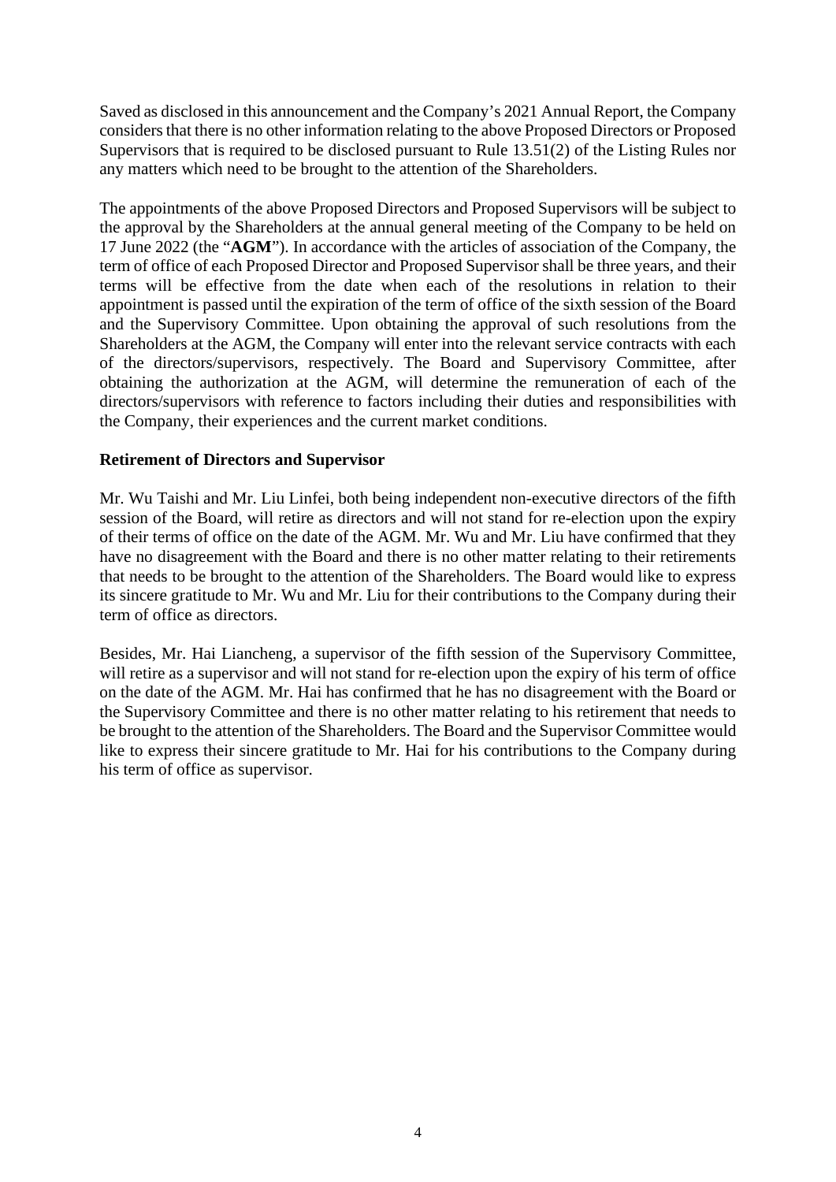Saved as disclosed in this announcement and the Company's 2021 Annual Report, the Company considers that there is no other information relating to the above Proposed Directors or Proposed Supervisors that is required to be disclosed pursuant to Rule 13.51(2) of the Listing Rules nor any matters which need to be brought to the attention of the Shareholders.

The appointments of the above Proposed Directors and Proposed Supervisors will be subject to the approval by the Shareholders at the annual general meeting of the Company to be held on 17 June 2022 (the "**AGM**"). In accordance with the articles of association of the Company, the term of office of each Proposed Director and Proposed Supervisor shall be three years, and their terms will be effective from the date when each of the resolutions in relation to their appointment is passed until the expiration of the term of office of the sixth session of the Board and the Supervisory Committee. Upon obtaining the approval of such resolutions from the Shareholders at the AGM, the Company will enter into the relevant service contracts with each of the directors/supervisors, respectively. The Board and Supervisory Committee, after obtaining the authorization at the AGM, will determine the remuneration of each of the directors/supervisors with reference to factors including their duties and responsibilities with the Company, their experiences and the current market conditions.

**Retirement of Directors and Supervisor**

Mr. Wu Taishi and Mr. Liu Linfei, both being independent non-executive directors of the fifth session of the Board, will retire as directors and will not stand for re-election upon the expiry of their terms of office on the date of the AGM. Mr. Wu and Mr. Liu have confirmed that they have no disagreement with the Board and there is no other matter relating to their retirements that needs to be brought to the attention of the Shareholders. The Board would like to express its sincere gratitude to Mr. Wu and Mr. Liu for their contributions to the Company during their term of office as directors.

Besides, Mr. Hai Liancheng, a supervisor of the fifth session of the Supervisory Committee, will retire as a supervisor and will not stand for re-election upon the expiry of his term of office on the date of the AGM. Mr. Hai has confirmed that he has no disagreement with the Board or the Supervisory Committee and there is no other matter relating to his retirement that needs to be brought to the attention of the Shareholders. The Board and the Supervisor Committee would like to express their sincere gratitude to Mr. Hai for his contributions to the Company during his term of office as supervisor.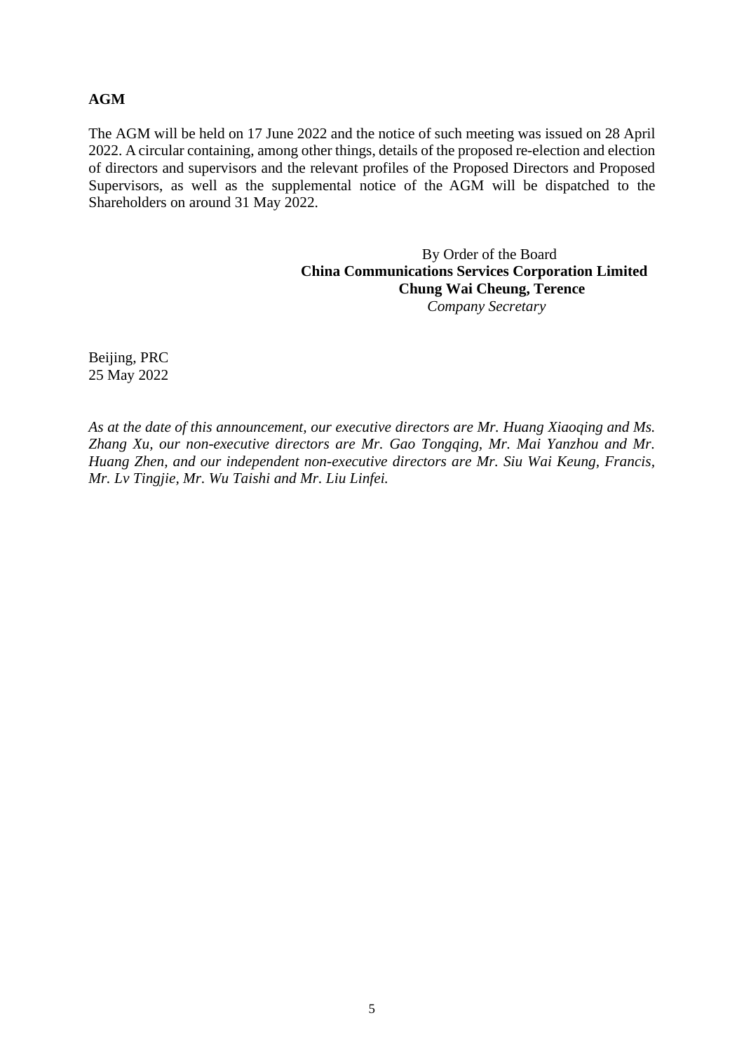**AGM**

The AGM will be held on 17 June 2022 and the notice of such meeting was issued on 28 April 2022. A circular containing, among other things, details of the proposed re-election and election of directors and supervisors and the relevant profiles of the Proposed Directors and Proposed Supervisors, as well as the supplemental notice of the AGM will be dispatched to the Shareholders on around 31 May 2022.

By Order of the Board
**China Communications Services Corporation Limited**
**Chung Wai Cheung, Terence**
*Company Secretary*

Beijing, PRC
25 May 2022

*As at the date of this announcement, our executive directors are Mr. Huang Xiaoqing and Ms. Zhang Xu, our non-executive directors are Mr. Gao Tongqing, Mr. Mai Yanzhou and Mr. Huang Zhen, and our independent non-executive directors are Mr. Siu Wai Keung, Francis, Mr. Lv Tingjie, Mr. Wu Taishi and Mr. Liu Linfei.*